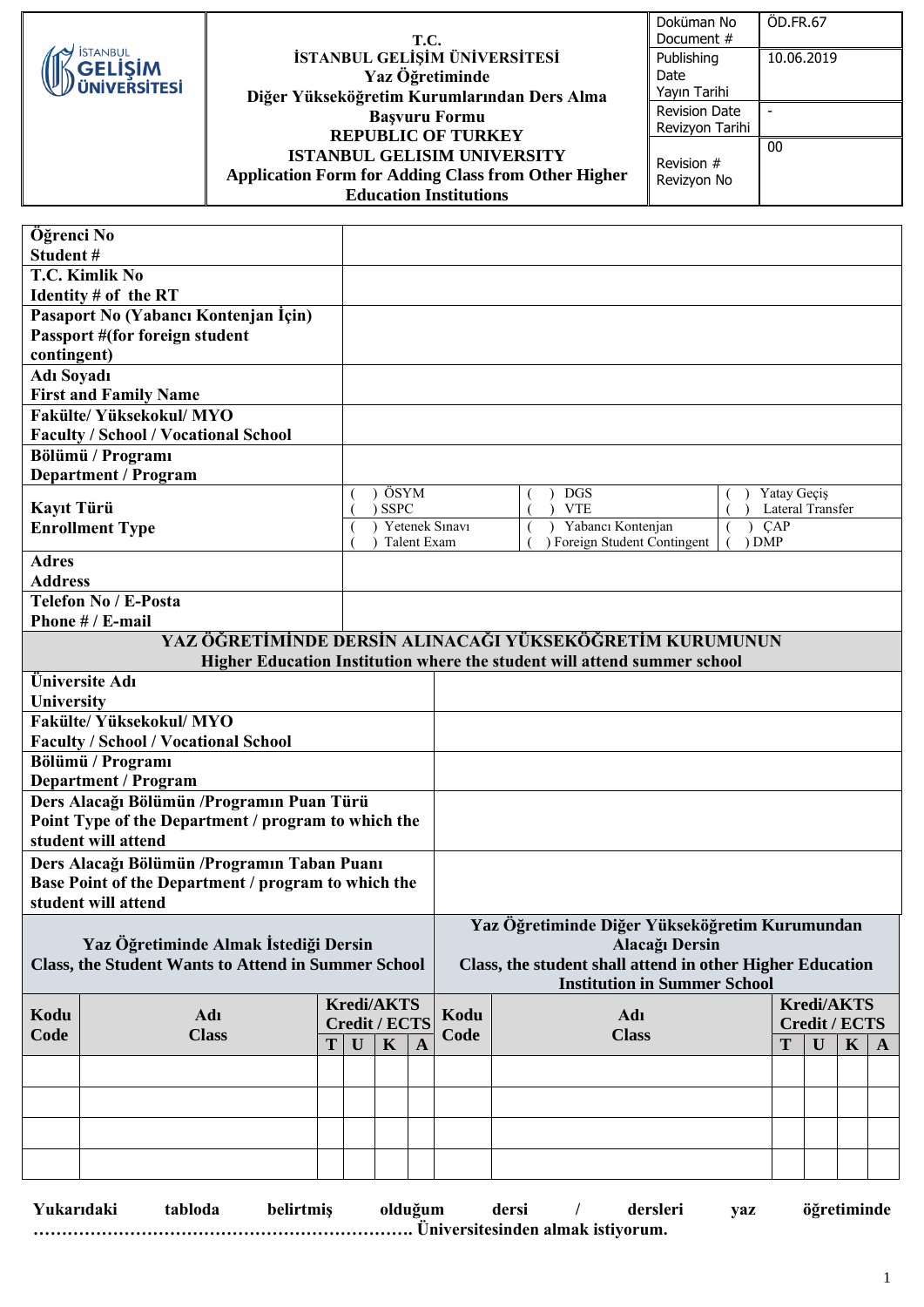| İSTANBUL GELİŞİM ÜNİVERSİTESİ | T.C.<br>İSTANBUL GELİŞİM ÜNİVERSİTESİ<br>Yaz Öğretiminde<br>Diğer Yükseköğretim Kurumlarından Ders Alma Başvuru Formu<br>REPUBLIC OF TURKEY<br>ISTANBUL GELISIM UNIVERSITY<br>Application Form for Adding Class from Other Higher Education Institutions | Doküman No<br>Document # | ÖD.FR.67 |
|---|---|---|---|
| | | Publishing Date<br>Yayın Tarihi | 10.06.2019 |
| | | Revision Date<br>Revizyon Tarihi | - |
| | | Revision #<br>Revizyon No | 00 |

| | | | |
|---|---|---|---|
| **Öğrenci No**<br>**Student #** | | | |
| **T.C. Kimlik No**<br>**Identity # of the RT** | | | |
| **Pasaport No (Yabancı Kontenjan İçin)**<br>**Passport #(for foreign student contingent)** | | | |
| **Adı Soyadı**<br>**First and Family Name** | | | |
| **Fakülte/ Yüksekokul/ MYO**<br>**Faculty / School / Vocational School** | | | |
| **Bölümü / Programı**<br>**Department / Program** | | | |
| **Kayıt Türü**<br>**Enrollment Type** | ( ) ÖSYM<br>( ) SSPC | ( ) DGS<br>( ) VTE | ( ) Yatay Geçiş<br>( ) Lateral Transfer |
| | ( ) Yetenek Sınavı<br>( ) Talent Exam | ( ) Yabancı Kontenjan<br>( ) Foreign Student Contingent | ( ) ÇAP<br>( ) DMP |
| **Adres**<br>**Address** | | | |
| **Telefon No / E-Posta**<br>**Phone # / E-mail** | | | |

**YAZ ÖĞRETİMİNDE DERSİN ALINACAĞI YÜKSEKÖĞRETİM KURUMUNUN**
**Higher Education Institution where the student will attend summer school**

| | |
|---|---|
| **Üniversite Adı**<br>**University** | |
| **Fakülte/ Yüksekokul/ MYO**<br>**Faculty / School / Vocational School** | |
| **Bölümü / Programı**<br>**Department / Program** | |
| **Ders Alacağı Bölümün /Programın Puan Türü**<br>**Point Type of the Department / program to which the student will attend** | |
| **Ders Alacağı Bölümün /Programın Taban Puanı**<br>**Base Point of the Department / program to which the student will attend** | |

| **Yaz Öğretiminde Almak İstediği Dersin**<br>**Class, the Student Wants to Attend in Summer School** | | | | | | **Yaz Öğretiminde Diğer Yükseköğretim Kurumundan Alacağı Dersin**<br>**Class, the student shall attend in other Higher Education Institution in Summer School** | | | | | |
|---|---|---|---|---|---|---|---|---|---|---|---|
| **Kodu**<br>**Code** | **Adı**<br>**Class** | **Kredi/AKTS Credit / ECTS** | | | | **Kodu**<br>**Code** | **Adı**<br>**Class** | **Kredi/AKTS Credit / ECTS** | | | |
| | | **T** | **U** | **K** | **A** | | | **T** | **U** | **K** | **A** |
| | | | | | | | | | | | |
| | | | | | | | | | | | |
| | | | | | | | | | | | |
| | | | | | | | | | | | |

**Yukarıdaki tabloda belirtmiş olduğum dersi / dersleri yaz öğretiminde ……………………………………………………………. Üniversitesinden almak istiyorum.**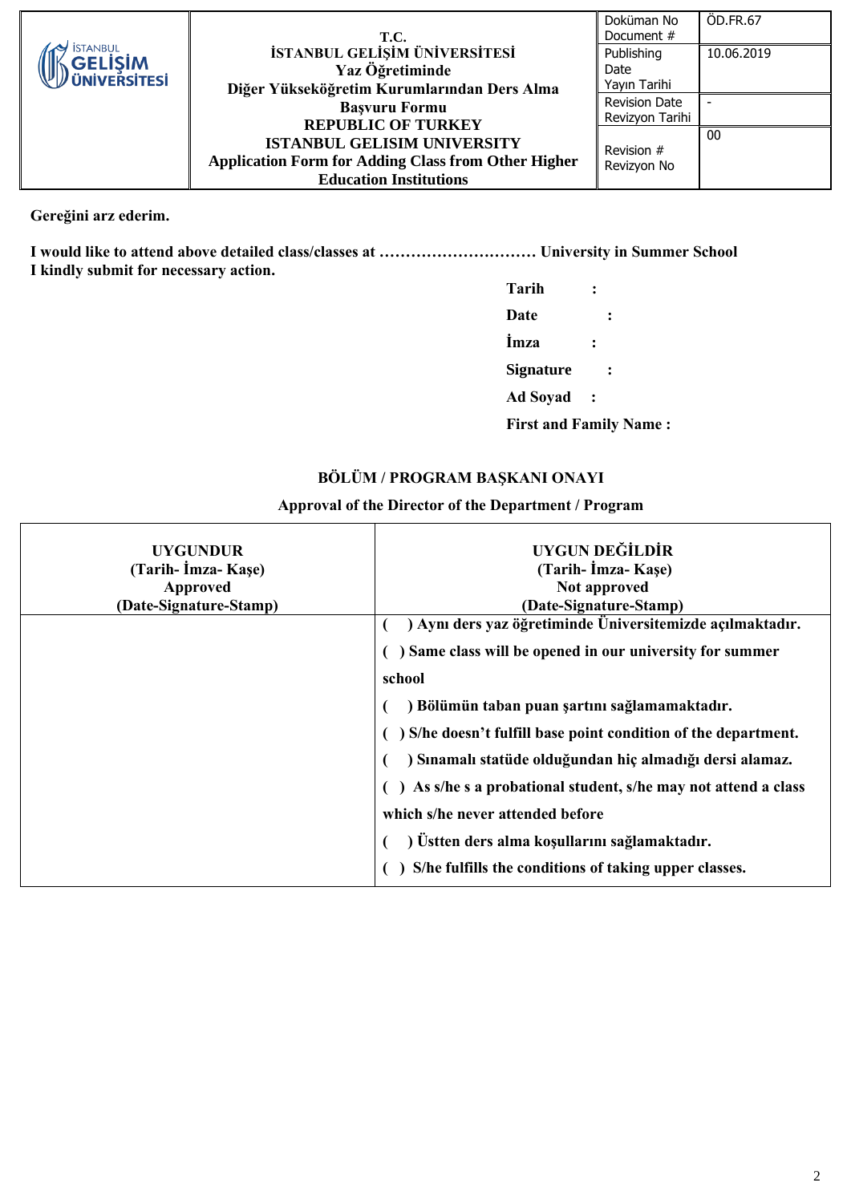| | T.C.<br>İSTANBUL GELİŞİM ÜNİVERSİTESİ<br>Yaz Öğretiminde<br>Diğer Yükseköğretim Kurumlarından Ders Alma Başvuru Formu<br>REPUBLIC OF TURKEY<br>ISTANBUL GELISIM UNIVERSITY<br>Application Form for Adding Class from Other Higher Education Institutions | Doküman No<br>Document # | ÖD.FR.67 |
|---|---|---|---|
| | | Publishing Date<br>Yayın Tarihi | 10.06.2019 |
| | | Revision Date<br>Revizyon Tarihi | - |
| | | Revision #<br>Revizyon No | 00 |

**Gereğini arz ederim.**

**I would like to attend above detailed class/classes at ………………………… University in Summer School**
**I kindly submit for necessary action.**

**Tarih :**

**Date :**

**İmza :**

**Signature :**

**Ad Soyad :**

**First and Family Name :**

**BÖLÜM / PROGRAM BAŞKANI ONAYI**

**Approval of the Director of the Department / Program**

| UYGUNDUR<br>(Tarih- İmza- Kaşe)<br>Approved<br>(Date-Signature-Stamp) | UYGUN DEĞİLDİR<br>(Tarih- İmza- Kaşe)<br>Not approved<br>(Date-Signature-Stamp) |
|---|---|
| | ( ) Aynı ders yaz öğretiminde Üniversitemizde açılmaktadır.<br>( ) Same class will be opened in our university for summer school<br>( ) Bölümün taban puan şartını sağlamamaktadır.<br>( ) S/he doesn't fulfill base point condition of the department.<br>( ) Sınamalı statüde olduğundan hiç almadığı dersi alamaz.<br>( ) As s/he s a probational student, s/he may not attend a class which s/he never attended before<br>( ) Üstten ders alma koşullarını sağlamaktadır.<br>( ) S/he fulfills the conditions of taking upper classes. |